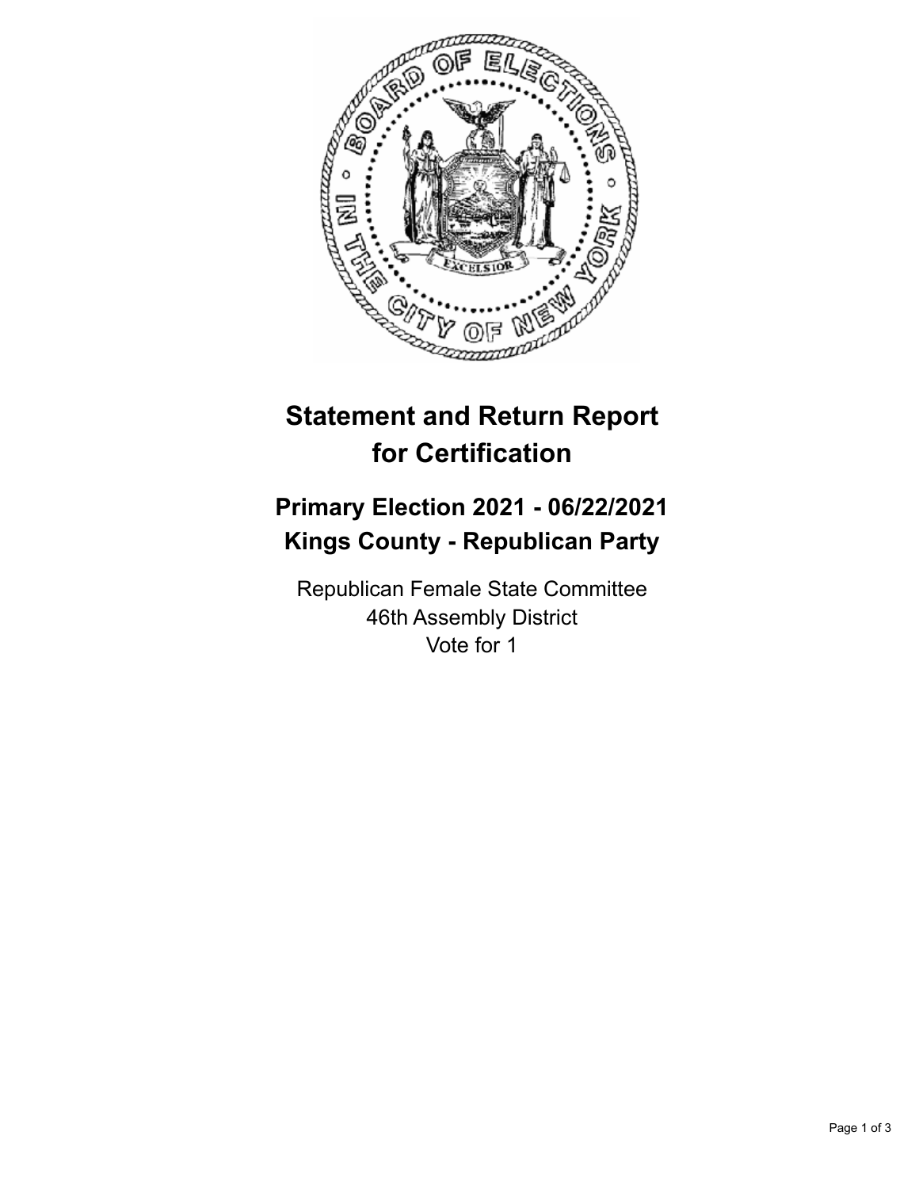# Statement and Return Report for Certification

## Primary Election 2021 - 06/22/2021
## Kings County - Republican Party

Republican Female State Committee
46th Assembly District
Vote for 1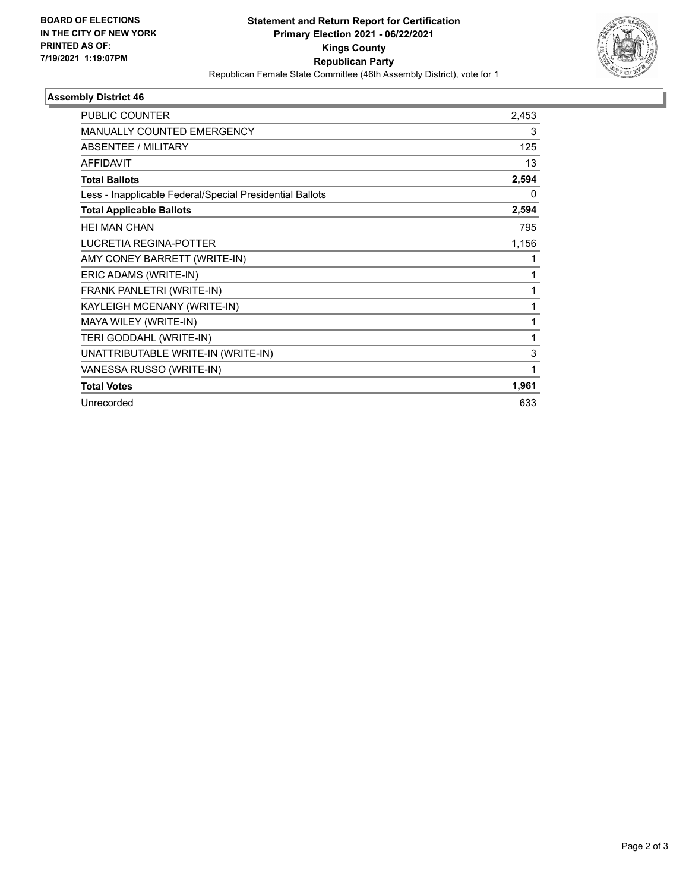**BOARD OF ELECTIONS IN THE CITY OF NEW YORK PRINTED AS OF: 7/19/2021 1:19:07PM**

# Statement and Return Report for Certification

## Primary Election 2021 - 06/22/2021

## Kings County

## Republican Party

Republican Female State Committee (46th Assembly District), vote for 1

### Assembly District 46

| | |
|---|---|
| PUBLIC COUNTER | 2,453 |
| MANUALLY COUNTED EMERGENCY | 3 |
| ABSENTEE / MILITARY | 125 |
| AFFIDAVIT | 13 |
| **Total Ballots** | **2,594** |
| Less - Inapplicable Federal/Special Presidential Ballots | 0 |
| **Total Applicable Ballots** | **2,594** |
| HEI MAN CHAN | 795 |
| LUCRETIA REGINA-POTTER | 1,156 |
| AMY CONEY BARRETT (WRITE-IN) | 1 |
| ERIC ADAMS (WRITE-IN) | 1 |
| FRANK PANLETRI (WRITE-IN) | 1 |
| KAYLEIGH MCENANY (WRITE-IN) | 1 |
| MAYA WILEY (WRITE-IN) | 1 |
| TERI GODDAHL (WRITE-IN) | 1 |
| UNATTRIBUTABLE WRITE-IN (WRITE-IN) | 3 |
| VANESSA RUSSO (WRITE-IN) | 1 |
| **Total Votes** | **1,961** |
| Unrecorded | 633 |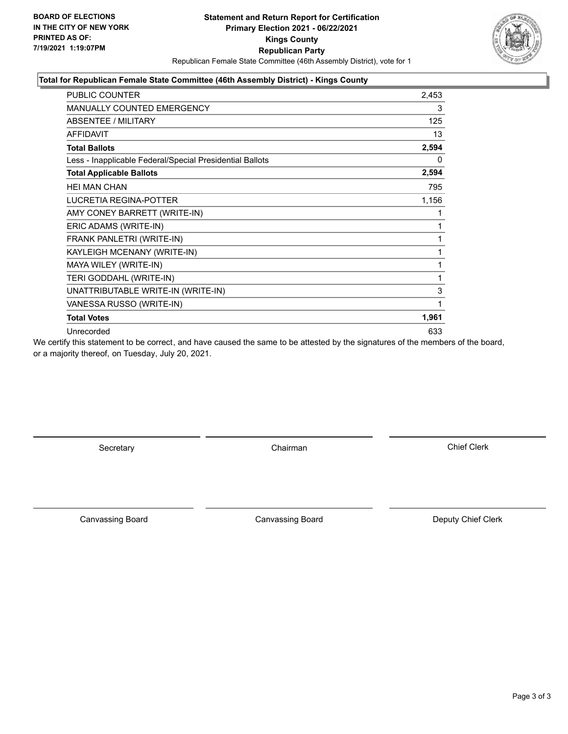**BOARD OF ELECTIONS IN THE CITY OF NEW YORK PRINTED AS OF: 7/19/2021 1:19:07PM**

**Statement and Return Report for Certification**
**Primary Election 2021 - 06/22/2021**
**Kings County**
**Republican Party**
Republican Female State Committee (46th Assembly District), vote for 1

### Total for Republican Female State Committee (46th Assembly District) - Kings County

| | |
|---|---|
| PUBLIC COUNTER | 2,453 |
| MANUALLY COUNTED EMERGENCY | 3 |
| ABSENTEE / MILITARY | 125 |
| AFFIDAVIT | 13 |
| **Total Ballots** | **2,594** |
| Less - Inapplicable Federal/Special Presidential Ballots | 0 |
| **Total Applicable Ballots** | **2,594** |
| HEI MAN CHAN | 795 |
| LUCRETIA REGINA-POTTER | 1,156 |
| AMY CONEY BARRETT (WRITE-IN) | 1 |
| ERIC ADAMS (WRITE-IN) | 1 |
| FRANK PANLETRI (WRITE-IN) | 1 |
| KAYLEIGH MCENANY (WRITE-IN) | 1 |
| MAYA WILEY (WRITE-IN) | 1 |
| TERI GODDAHL (WRITE-IN) | 1 |
| UNATTRIBUTABLE WRITE-IN (WRITE-IN) | 3 |
| VANESSA RUSSO (WRITE-IN) | 1 |
| **Total Votes** | **1,961** |
| Unrecorded | 633 |

We certify this statement to be correct, and have caused the same to be attested by the signatures of the members of the board, or a majority thereof, on Tuesday, July 20, 2021.

Secretary

Chairman

Chief Clerk

Canvassing Board

Canvassing Board

Deputy Chief Clerk